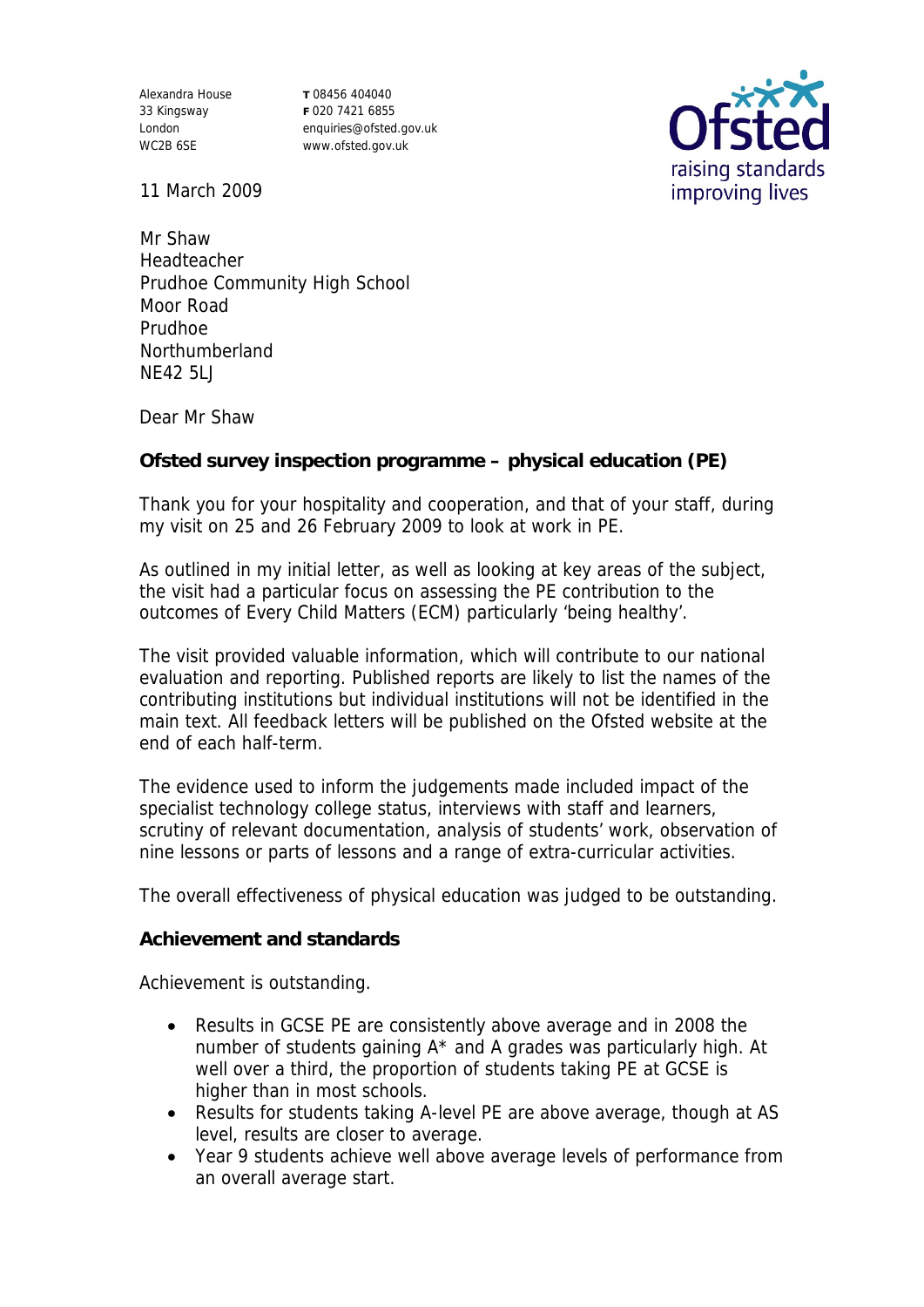Alexandra House
33 Kingsway
London
WC2B 6SE

T 08456 404040
F 020 7421 6855
enquiries@ofsted.gov.uk
www.ofsted.gov.uk

11 March 2009

Mr Shaw
Headteacher
Prudhoe Community High School
Moor Road
Prudhoe
Northumberland
NE42 5LJ

Dear Mr Shaw

**Ofsted survey inspection programme – physical education (PE)**

Thank you for your hospitality and cooperation, and that of your staff, during my visit on 25 and 26 February 2009 to look at work in PE.

As outlined in my initial letter, as well as looking at key areas of the subject, the visit had a particular focus on assessing the PE contribution to the outcomes of Every Child Matters (ECM) particularly 'being healthy'.

The visit provided valuable information, which will contribute to our national evaluation and reporting. Published reports are likely to list the names of the contributing institutions but individual institutions will not be identified in the main text. All feedback letters will be published on the Ofsted website at the end of each half-term.

The evidence used to inform the judgements made included impact of the specialist technology college status, interviews with staff and learners, scrutiny of relevant documentation, analysis of students' work, observation of nine lessons or parts of lessons and a range of extra-curricular activities.

The overall effectiveness of physical education was judged to be outstanding.

**Achievement and standards**

Achievement is outstanding.

- Results in GCSE PE are consistently above average and in 2008 the number of students gaining A* and A grades was particularly high. At well over a third, the proportion of students taking PE at GCSE is higher than in most schools.
- Results for students taking A-level PE are above average, though at AS level, results are closer to average.
- Year 9 students achieve well above average levels of performance from an overall average start.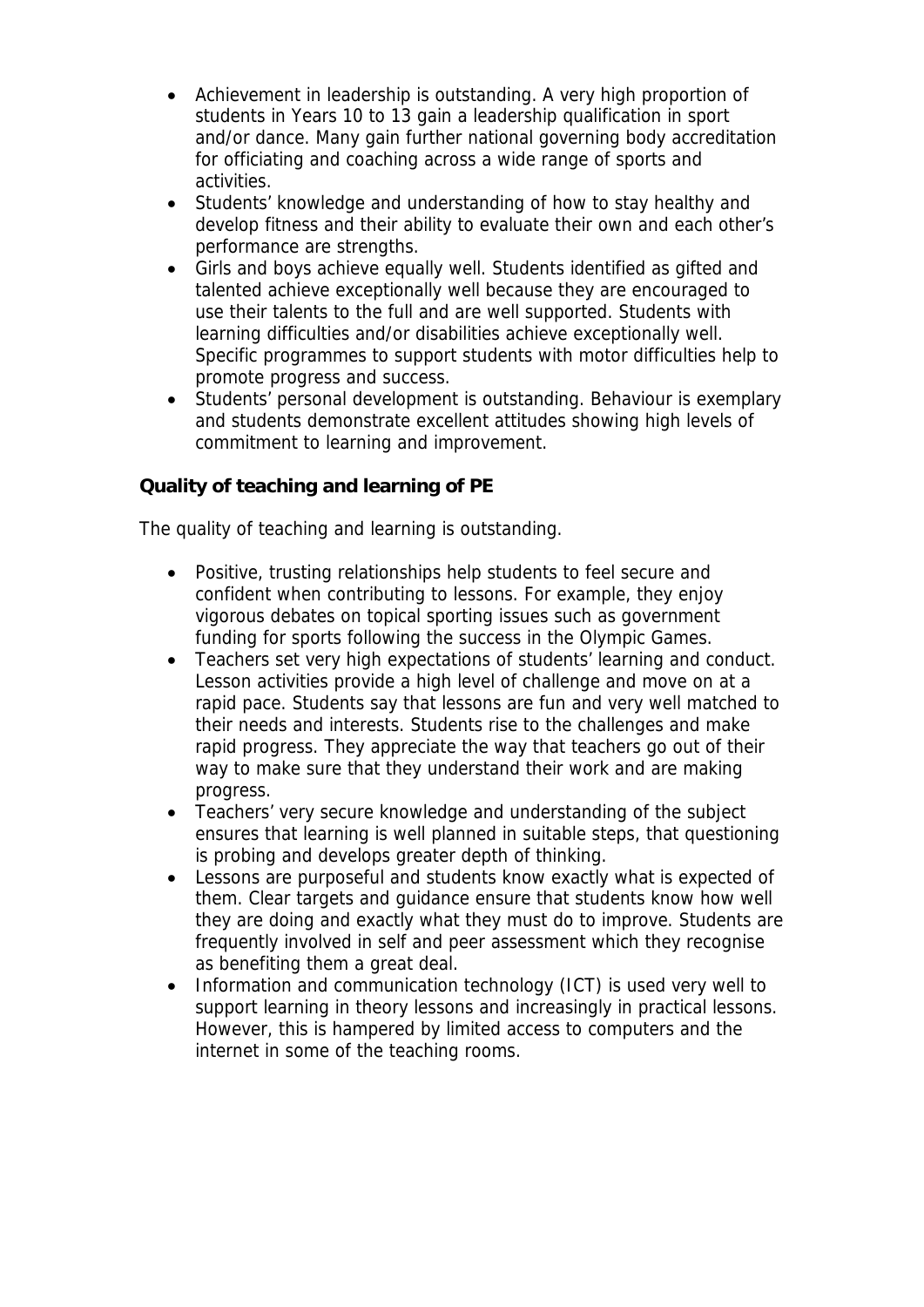- Achievement in leadership is outstanding. A very high proportion of students in Years 10 to 13 gain a leadership qualification in sport and/or dance. Many gain further national governing body accreditation for officiating and coaching across a wide range of sports and activities.
- Students' knowledge and understanding of how to stay healthy and develop fitness and their ability to evaluate their own and each other's performance are strengths.
- Girls and boys achieve equally well. Students identified as gifted and talented achieve exceptionally well because they are encouraged to use their talents to the full and are well supported. Students with learning difficulties and/or disabilities achieve exceptionally well. Specific programmes to support students with motor difficulties help to promote progress and success.
- Students' personal development is outstanding. Behaviour is exemplary and students demonstrate excellent attitudes showing high levels of commitment to learning and improvement.

**Quality of teaching and learning of PE**

The quality of teaching and learning is outstanding.

- Positive, trusting relationships help students to feel secure and confident when contributing to lessons. For example, they enjoy vigorous debates on topical sporting issues such as government funding for sports following the success in the Olympic Games.
- Teachers set very high expectations of students' learning and conduct. Lesson activities provide a high level of challenge and move on at a rapid pace. Students say that lessons are fun and very well matched to their needs and interests. Students rise to the challenges and make rapid progress. They appreciate the way that teachers go out of their way to make sure that they understand their work and are making progress.
- Teachers' very secure knowledge and understanding of the subject ensures that learning is well planned in suitable steps, that questioning is probing and develops greater depth of thinking.
- Lessons are purposeful and students know exactly what is expected of them. Clear targets and guidance ensure that students know how well they are doing and exactly what they must do to improve. Students are frequently involved in self and peer assessment which they recognise as benefiting them a great deal.
- Information and communication technology (ICT) is used very well to support learning in theory lessons and increasingly in practical lessons. However, this is hampered by limited access to computers and the internet in some of the teaching rooms.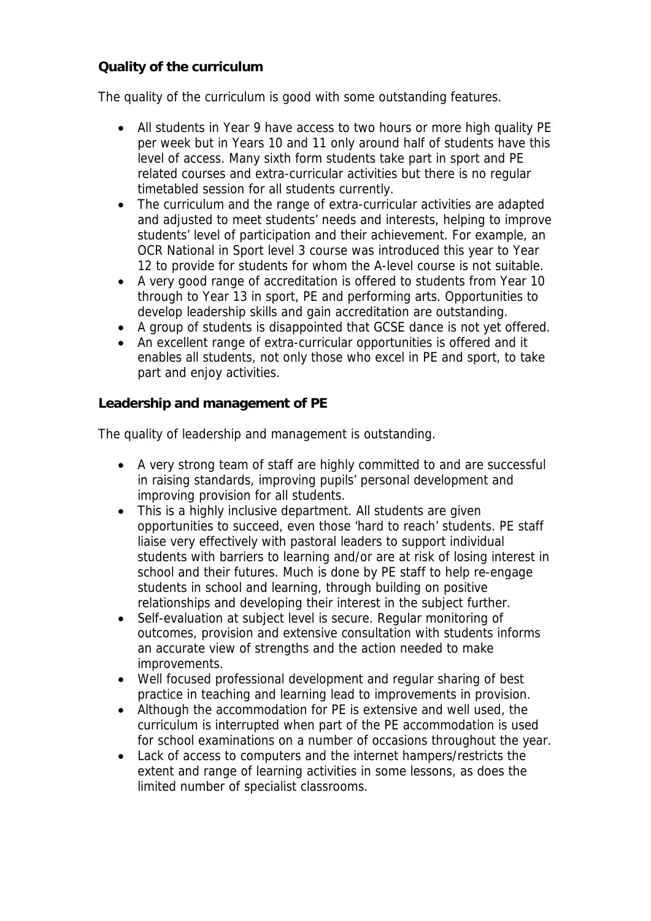**Quality of the curriculum**

The quality of the curriculum is good with some outstanding features.

- All students in Year 9 have access to two hours or more high quality PE per week but in Years 10 and 11 only around half of students have this level of access. Many sixth form students take part in sport and PE related courses and extra-curricular activities but there is no regular timetabled session for all students currently.
- The curriculum and the range of extra-curricular activities are adapted and adjusted to meet students' needs and interests, helping to improve students' level of participation and their achievement. For example, an OCR National in Sport level 3 course was introduced this year to Year 12 to provide for students for whom the A-level course is not suitable.
- A very good range of accreditation is offered to students from Year 10 through to Year 13 in sport, PE and performing arts. Opportunities to develop leadership skills and gain accreditation are outstanding.
- A group of students is disappointed that GCSE dance is not yet offered.
- An excellent range of extra-curricular opportunities is offered and it enables all students, not only those who excel in PE and sport, to take part and enjoy activities.

**Leadership and management of PE**

The quality of leadership and management is outstanding.

- A very strong team of staff are highly committed to and are successful in raising standards, improving pupils' personal development and improving provision for all students.
- This is a highly inclusive department. All students are given opportunities to succeed, even those 'hard to reach' students. PE staff liaise very effectively with pastoral leaders to support individual students with barriers to learning and/or are at risk of losing interest in school and their futures. Much is done by PE staff to help re-engage students in school and learning, through building on positive relationships and developing their interest in the subject further.
- Self-evaluation at subject level is secure. Regular monitoring of outcomes, provision and extensive consultation with students informs an accurate view of strengths and the action needed to make improvements.
- Well focused professional development and regular sharing of best practice in teaching and learning lead to improvements in provision.
- Although the accommodation for PE is extensive and well used, the curriculum is interrupted when part of the PE accommodation is used for school examinations on a number of occasions throughout the year.
- Lack of access to computers and the internet hampers/restricts the extent and range of learning activities in some lessons, as does the limited number of specialist classrooms.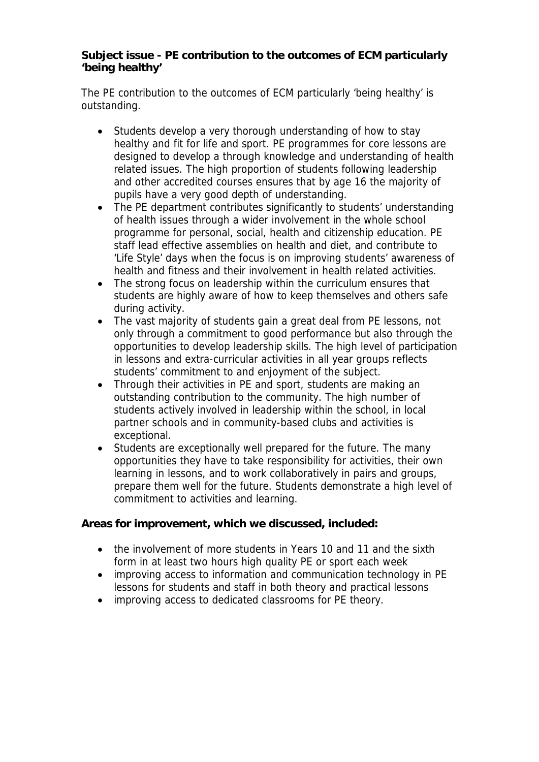**Subject issue - PE contribution to the outcomes of ECM particularly 'being healthy'**

The PE contribution to the outcomes of ECM particularly 'being healthy' is outstanding.

- Students develop a very thorough understanding of how to stay healthy and fit for life and sport. PE programmes for core lessons are designed to develop a through knowledge and understanding of health related issues. The high proportion of students following leadership and other accredited courses ensures that by age 16 the majority of pupils have a very good depth of understanding.
- The PE department contributes significantly to students' understanding of health issues through a wider involvement in the whole school programme for personal, social, health and citizenship education. PE staff lead effective assemblies on health and diet, and contribute to 'Life Style' days when the focus is on improving students' awareness of health and fitness and their involvement in health related activities.
- The strong focus on leadership within the curriculum ensures that students are highly aware of how to keep themselves and others safe during activity.
- The vast majority of students gain a great deal from PE lessons, not only through a commitment to good performance but also through the opportunities to develop leadership skills. The high level of participation in lessons and extra-curricular activities in all year groups reflects students' commitment to and enjoyment of the subject.
- Through their activities in PE and sport, students are making an outstanding contribution to the community. The high number of students actively involved in leadership within the school, in local partner schools and in community-based clubs and activities is exceptional.
- Students are exceptionally well prepared for the future. The many opportunities they have to take responsibility for activities, their own learning in lessons, and to work collaboratively in pairs and groups, prepare them well for the future. Students demonstrate a high level of commitment to activities and learning.

**Areas for improvement, which we discussed, included:**

- the involvement of more students in Years 10 and 11 and the sixth form in at least two hours high quality PE or sport each week
- improving access to information and communication technology in PE lessons for students and staff in both theory and practical lessons
- improving access to dedicated classrooms for PE theory.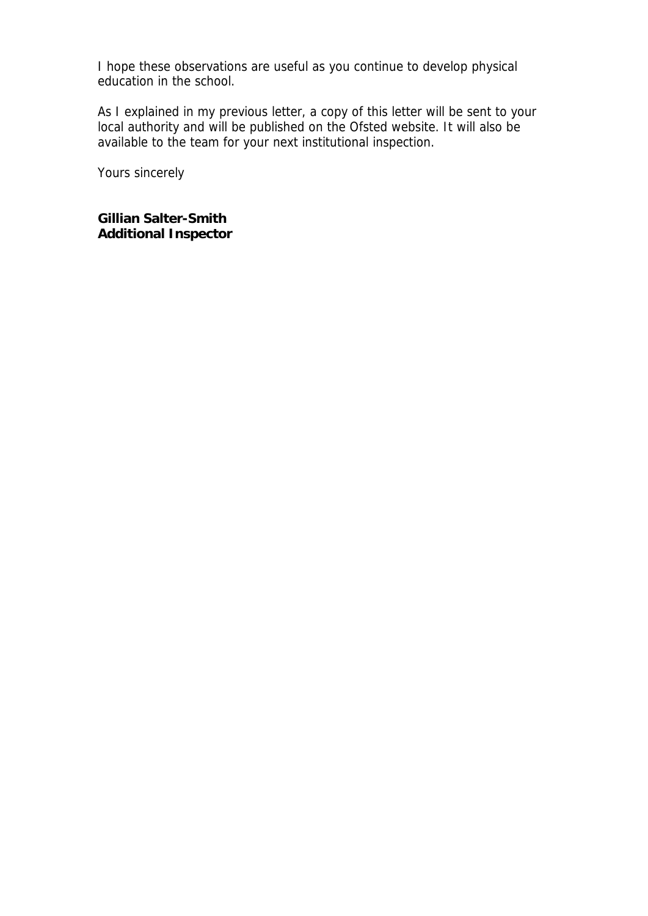I hope these observations are useful as you continue to develop physical education in the school.

As I explained in my previous letter, a copy of this letter will be sent to your local authority and will be published on the Ofsted website. It will also be available to the team for your next institutional inspection.

Yours sincerely

**Gillian Salter-Smith**
**Additional Inspector**